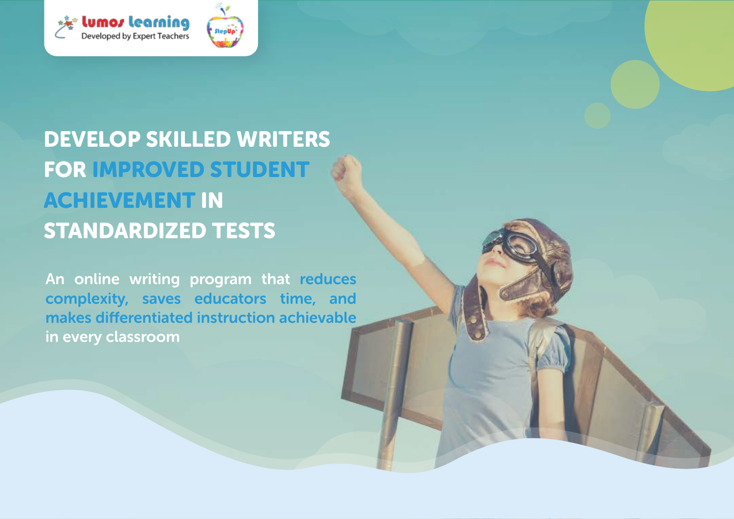Lumos Learning
Developed by Expert Teachers

StepUp

# DEVELOP SKILLED WRITERS FOR IMPROVED STUDENT ACHIEVEMENT IN STANDARDIZED TESTS

An online writing program that reduces complexity, saves educators time, and makes differentiated instruction achievable in every classroom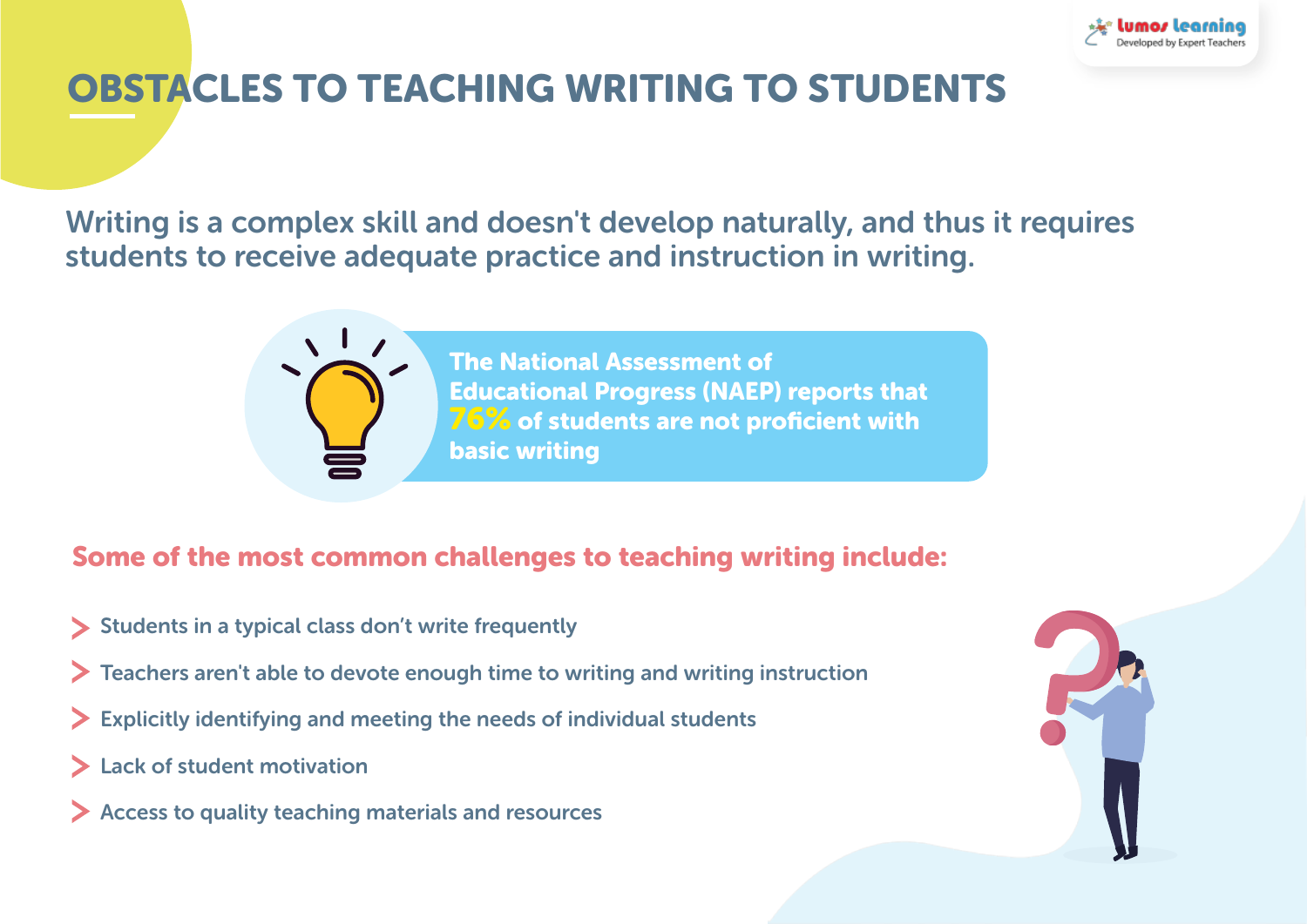# OBSTACLES TO TEACHING WRITING TO STUDENTS

Writing is a complex skill and doesn't develop naturally, and thus it requires students to receive adequate practice and instruction in writing.

**The National Assessment of Educational Progress (NAEP) reports that 76% of students are not proficient with basic writing**

## Some of the most common challenges to teaching writing include:

- Students in a typical class don't write frequently
- Teachers aren't able to devote enough time to writing and writing instruction
- Explicitly identifying and meeting the needs of individual students
- Lack of student motivation
- Access to quality teaching materials and resources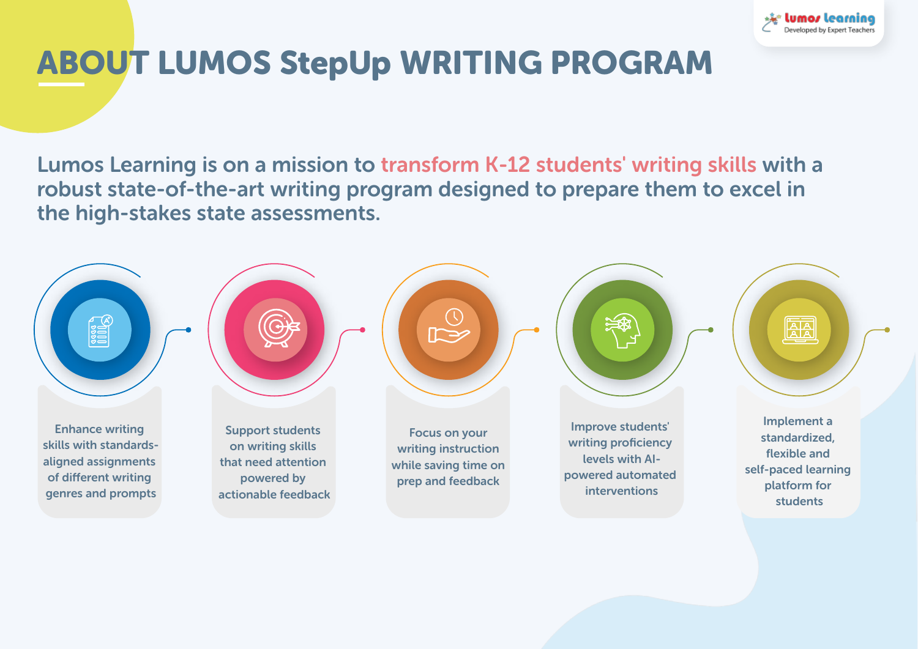# ABOUT LUMOS StepUp WRITING PROGRAM

Lumos Learning is on a mission to transform K-12 students' writing skills with a robust state-of-the-art writing program designed to prepare them to excel in the high-stakes state assessments.

- Enhance writing skills with standards-aligned assignments of different writing genres and prompts
- Support students on writing skills that need attention powered by actionable feedback
- Focus on your writing instruction while saving time on prep and feedback
- Improve students' writing proficiency levels with AI-powered automated interventions
- Implement a standardized, flexible and self-paced learning platform for students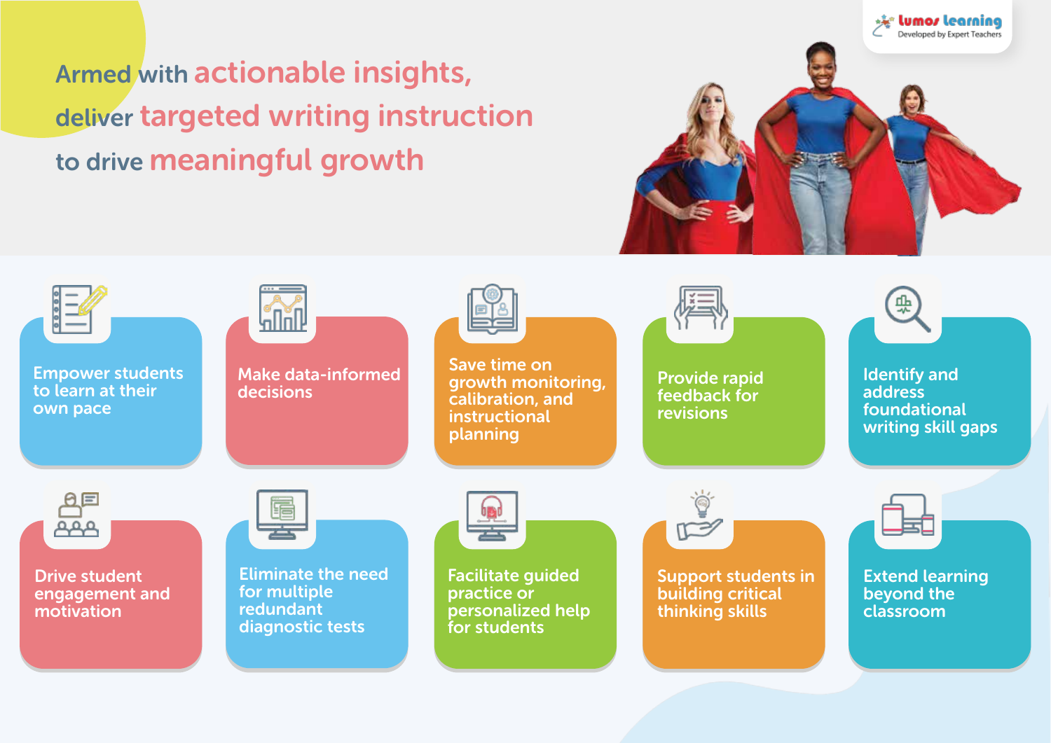# Armed with actionable insights, deliver targeted writing instruction to drive meaningful growth

- Empower students to learn at their own pace
- Make data-informed decisions
- Save time on growth monitoring, calibration, and instructional planning
- Provide rapid feedback for revisions
- Identify and address foundational writing skill gaps
- Drive student engagement and motivation
- Eliminate the need for multiple redundant diagnostic tests
- Facilitate guided practice or personalized help for students
- Support students in building critical thinking skills
- Extend learning beyond the classroom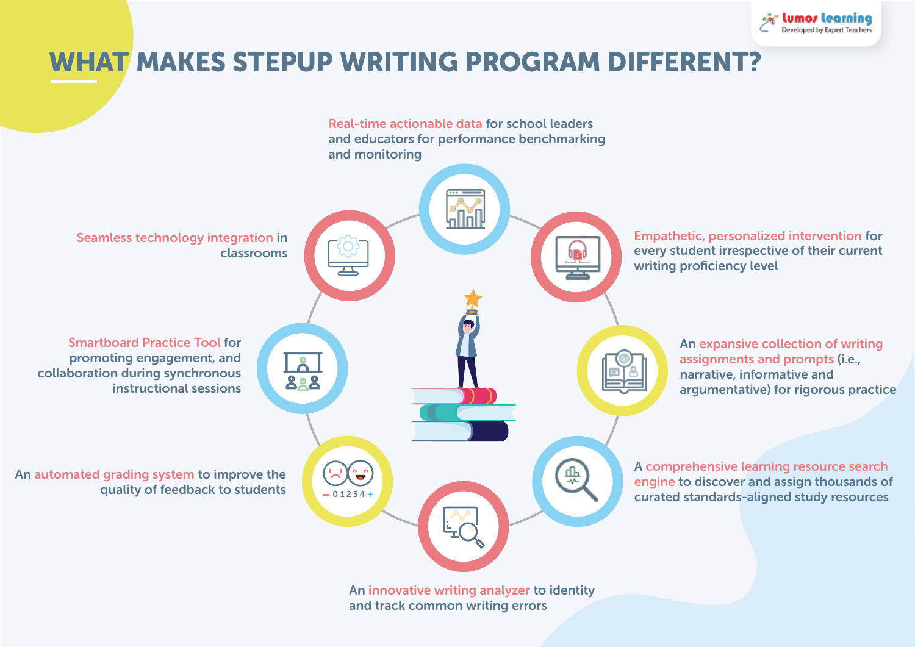# WHAT MAKES STEPUP WRITING PROGRAM DIFFERENT?

- **Real-time actionable data** for school leaders and educators for performance benchmarking and monitoring
- **Empathetic, personalized intervention** for every student irrespective of their current writing proficiency level
- An **expansive collection of writing assignments and prompts** (i.e., narrative, informative and argumentative) for rigorous practice
- A **comprehensive learning resource search engine** to discover and assign thousands of curated standards-aligned study resources
- An **innovative writing analyzer** to identity and track common writing errors
- An **automated grading system** to improve the quality of feedback to students
- **Smartboard Practice Tool** for promoting engagement, and collaboration during synchronous instructional sessions
- **Seamless technology integration** in classrooms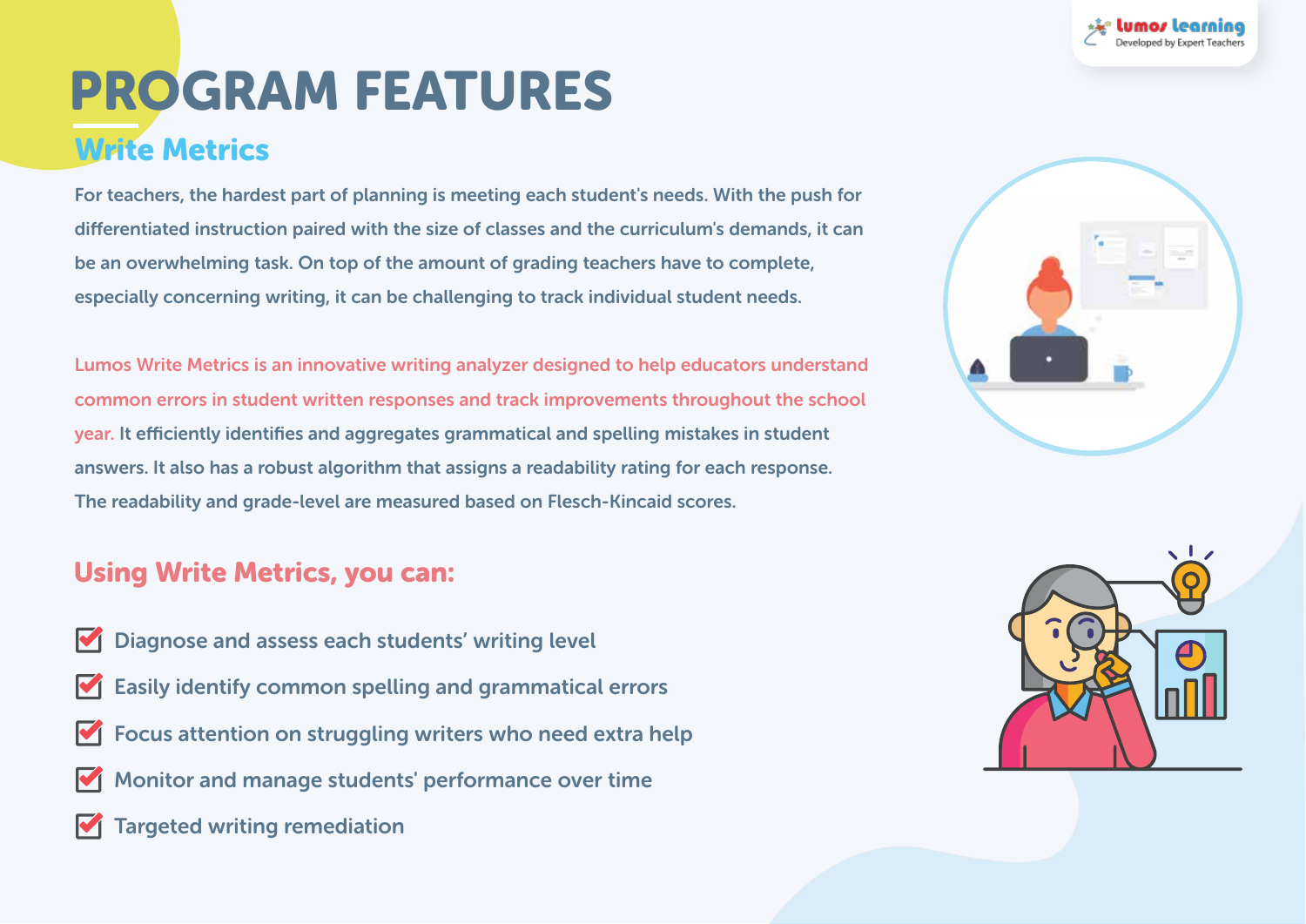# PROGRAM FEATURES

## Write Metrics

For teachers, the hardest part of planning is meeting each student's needs. With the push for differentiated instruction paired with the size of classes and the curriculum's demands, it can be an overwhelming task. On top of the amount of grading teachers have to complete, especially concerning writing, it can be challenging to track individual student needs.

Lumos Write Metrics is an innovative writing analyzer designed to help educators understand common errors in student written responses and track improvements throughout the school year. It efficiently identifies and aggregates grammatical and spelling mistakes in student answers. It also has a robust algorithm that assigns a readability rating for each response. The readability and grade-level are measured based on Flesch-Kincaid scores.

## Using Write Metrics, you can:

- Diagnose and assess each students' writing level
- Easily identify common spelling and grammatical errors
- Focus attention on struggling writers who need extra help
- Monitor and manage students' performance over time
- Targeted writing remediation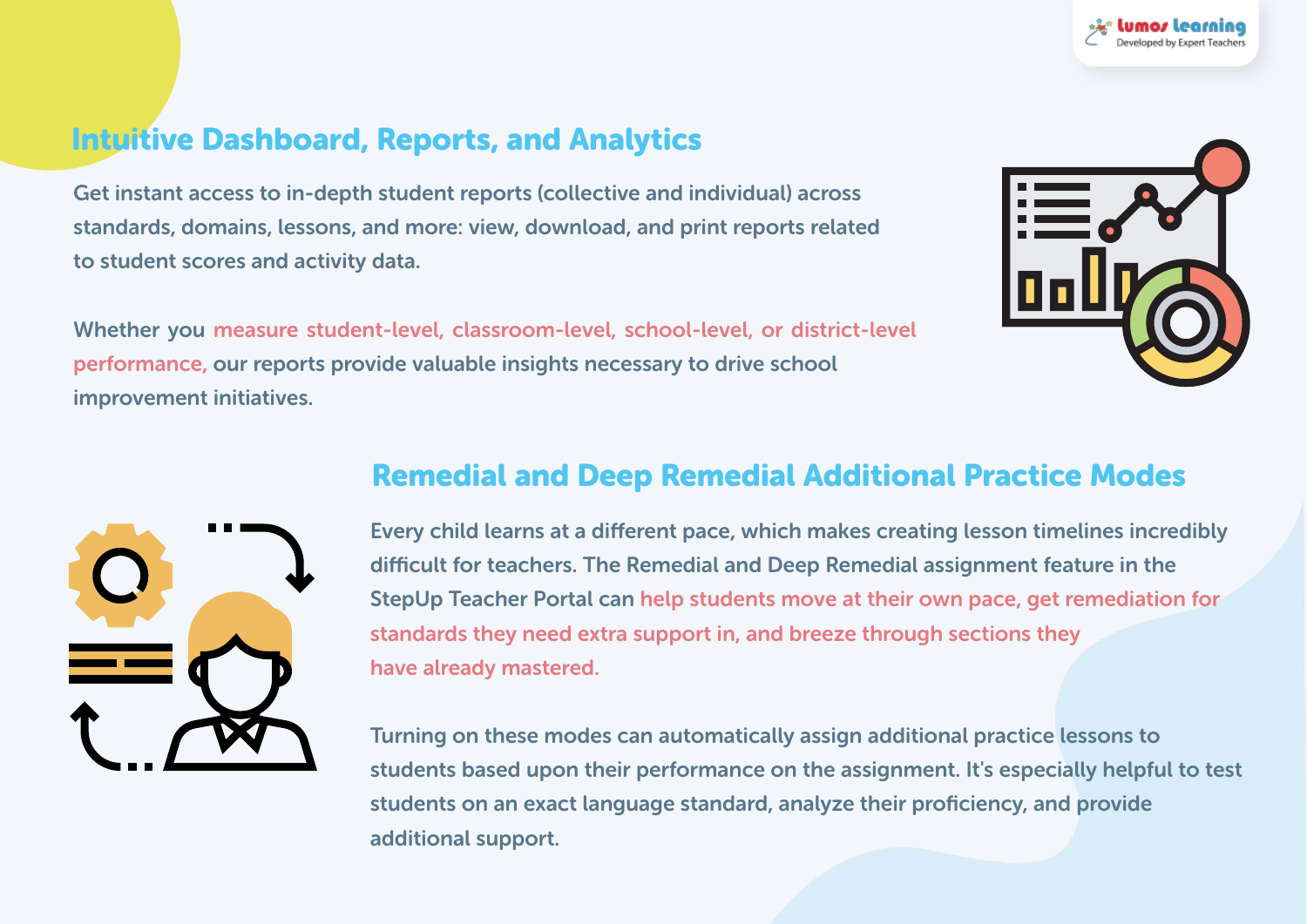## Intuitive Dashboard, Reports, and Analytics

Get instant access to in-depth student reports (collective and individual) across standards, domains, lessons, and more: view, download, and print reports related to student scores and activity data.

Whether you measure student-level, classroom-level, school-level, or district-level performance, our reports provide valuable insights necessary to drive school improvement initiatives.

## Remedial and Deep Remedial Additional Practice Modes

Every child learns at a different pace, which makes creating lesson timelines incredibly difficult for teachers. The Remedial and Deep Remedial assignment feature in the StepUp Teacher Portal can help students move at their own pace, get remediation for standards they need extra support in, and breeze through sections they have already mastered.

Turning on these modes can automatically assign additional practice lessons to students based upon their performance on the assignment. It's especially helpful to test students on an exact language standard, analyze their proficiency, and provide additional support.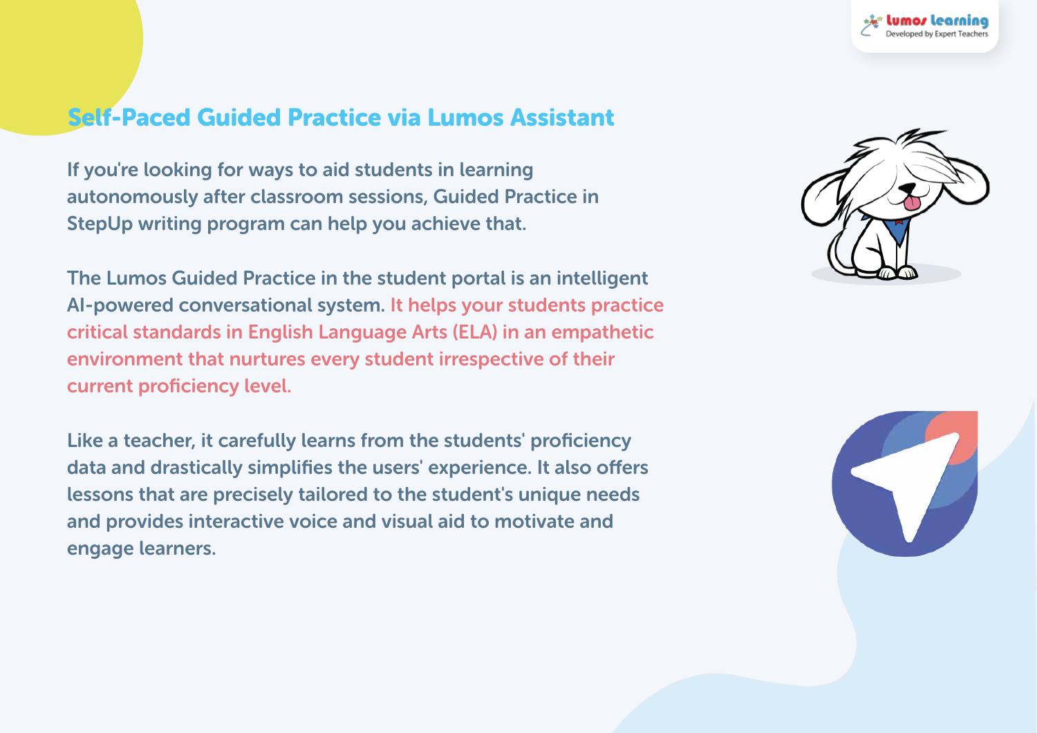## Self-Paced Guided Practice via Lumos Assistant

If you're looking for ways to aid students in learning autonomously after classroom sessions, Guided Practice in StepUp writing program can help you achieve that.

The Lumos Guided Practice in the student portal is an intelligent AI-powered conversational system. It helps your students practice critical standards in English Language Arts (ELA) in an empathetic environment that nurtures every student irrespective of their current proficiency level.

Like a teacher, it carefully learns from the students' proficiency data and drastically simplifies the users' experience. It also offers lessons that are precisely tailored to the student's unique needs and provides interactive voice and visual aid to motivate and engage learners.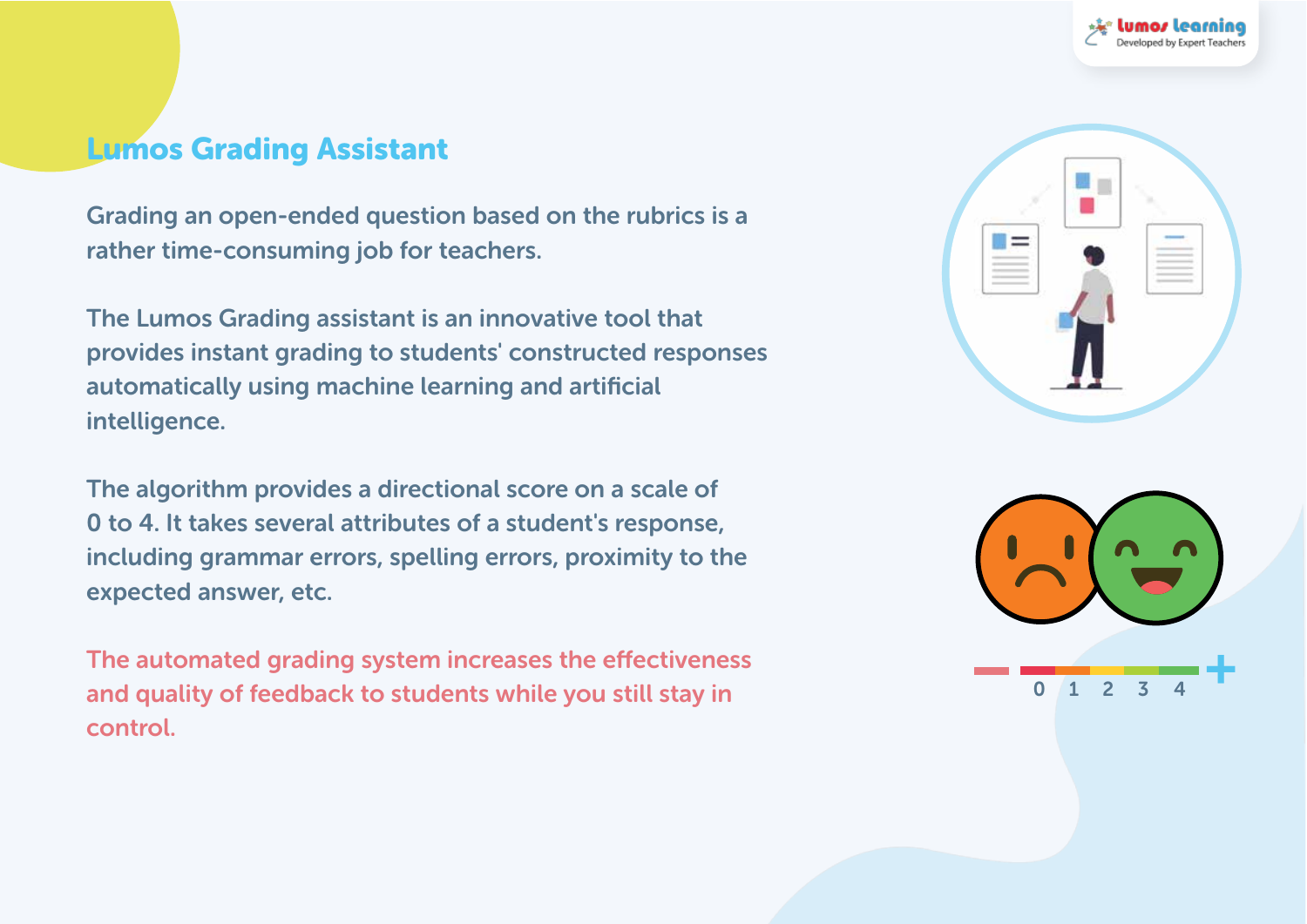## Lumos Grading Assistant

Grading an open-ended question based on the rubrics is a rather time-consuming job for teachers.

The Lumos Grading assistant is an innovative tool that provides instant grading to students' constructed responses automatically using machine learning and artificial intelligence.

The algorithm provides a directional score on a scale of 0 to 4. It takes several attributes of a student's response, including grammar errors, spelling errors, proximity to the expected answer, etc.

The automated grading system increases the effectiveness and quality of feedback to students while you still stay in control.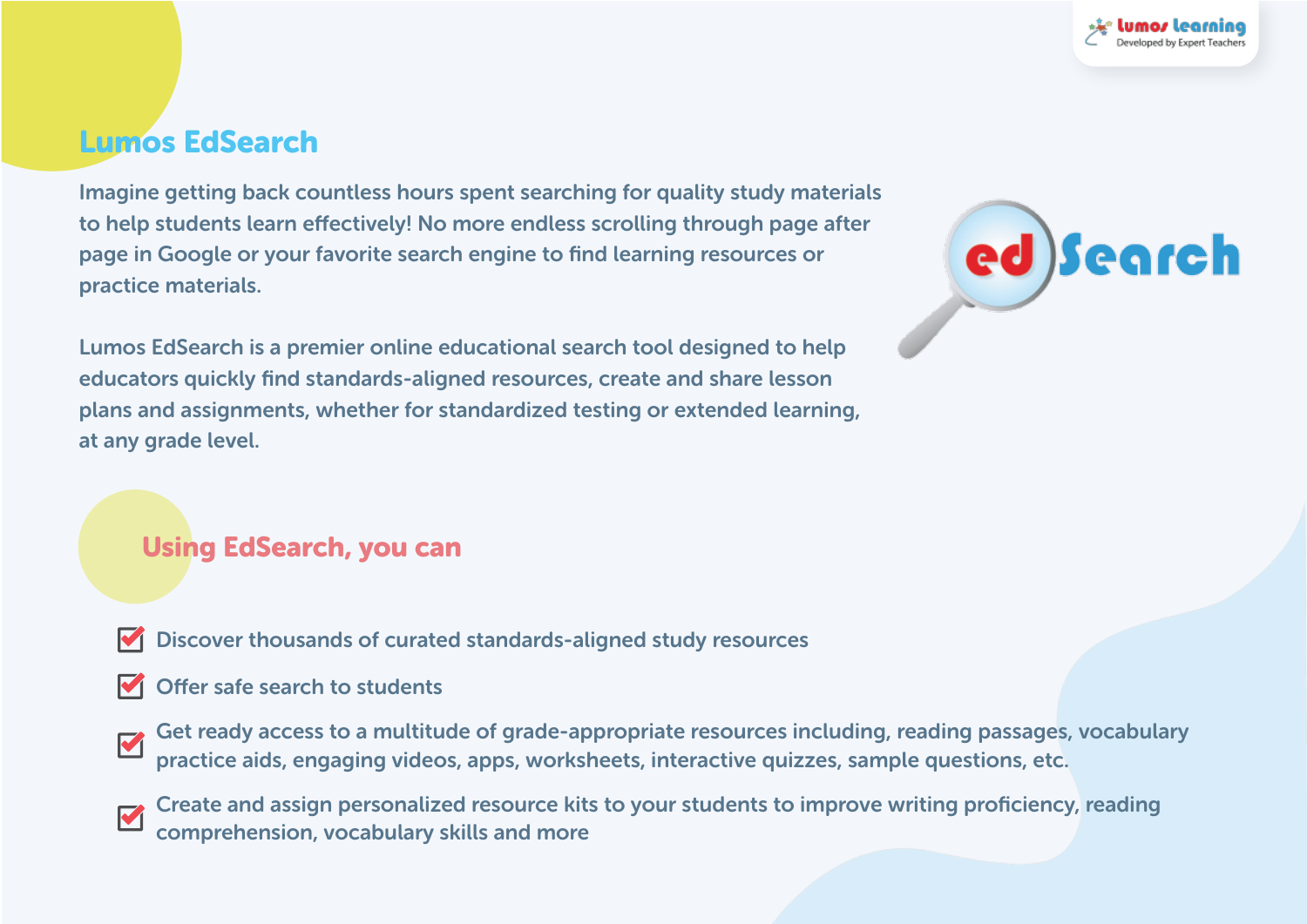## Lumos EdSearch

Imagine getting back countless hours spent searching for quality study materials to help students learn effectively! No more endless scrolling through page after page in Google or your favorite search engine to find learning resources or practice materials.

Lumos EdSearch is a premier online educational search tool designed to help educators quickly find standards-aligned resources, create and share lesson plans and assignments, whether for standardized testing or extended learning, at any grade level.

### Using EdSearch, you can

- Discover thousands of curated standards-aligned study resources
- Offer safe search to students
- Get ready access to a multitude of grade-appropriate resources including, reading passages, vocabulary practice aids, engaging videos, apps, worksheets, interactive quizzes, sample questions, etc.
- Create and assign personalized resource kits to your students to improve writing proficiency, reading comprehension, vocabulary skills and more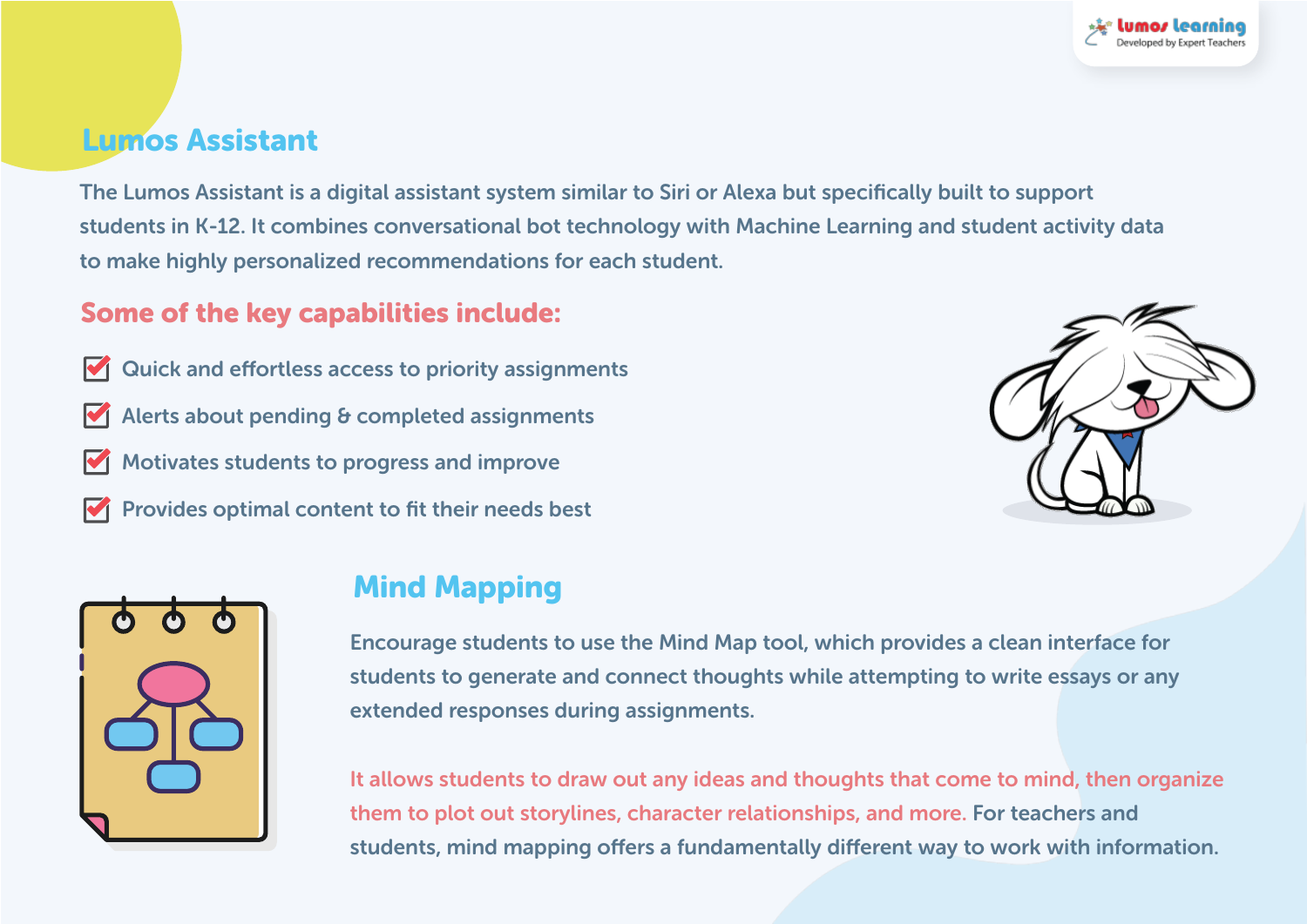## Lumos Assistant

The Lumos Assistant is a digital assistant system similar to Siri or Alexa but specifically built to support students in K-12. It combines conversational bot technology with Machine Learning and student activity data to make highly personalized recommendations for each student.

### Some of the key capabilities include:

- Quick and effortless access to priority assignments
- Alerts about pending & completed assignments
- Motivates students to progress and improve
- Provides optimal content to fit their needs best

## Mind Mapping

Encourage students to use the Mind Map tool, which provides a clean interface for students to generate and connect thoughts while attempting to write essays or any extended responses during assignments.

It allows students to draw out any ideas and thoughts that come to mind, then organize them to plot out storylines, character relationships, and more. For teachers and students, mind mapping offers a fundamentally different way to work with information.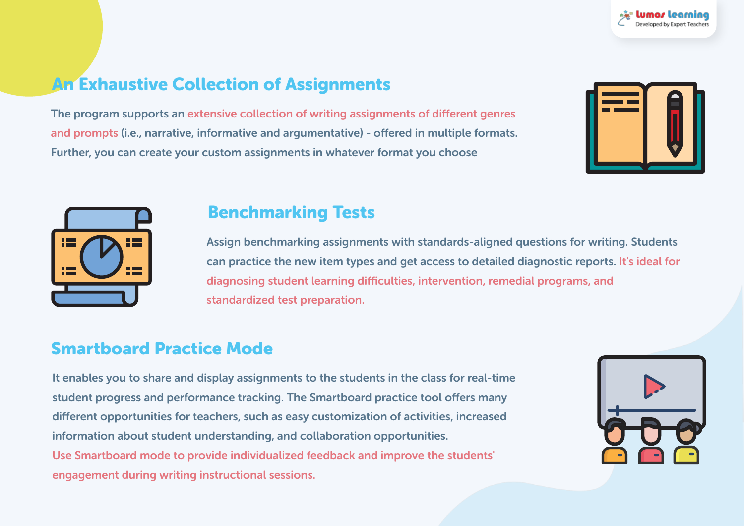## An Exhaustive Collection of Assignments

The program supports an extensive collection of writing assignments of different genres and prompts (i.e., narrative, informative and argumentative) - offered in multiple formats. Further, you can create your custom assignments in whatever format you choose

## Benchmarking Tests

Assign benchmarking assignments with standards-aligned questions for writing. Students can practice the new item types and get access to detailed diagnostic reports. It's ideal for diagnosing student learning difficulties, intervention, remedial programs, and standardized test preparation.

## Smartboard Practice Mode

It enables you to share and display assignments to the students in the class for real-time student progress and performance tracking. The Smartboard practice tool offers many different opportunities for teachers, such as easy customization of activities, increased information about student understanding, and collaboration opportunities.

Use Smartboard mode to provide individualized feedback and improve the students' engagement during writing instructional sessions.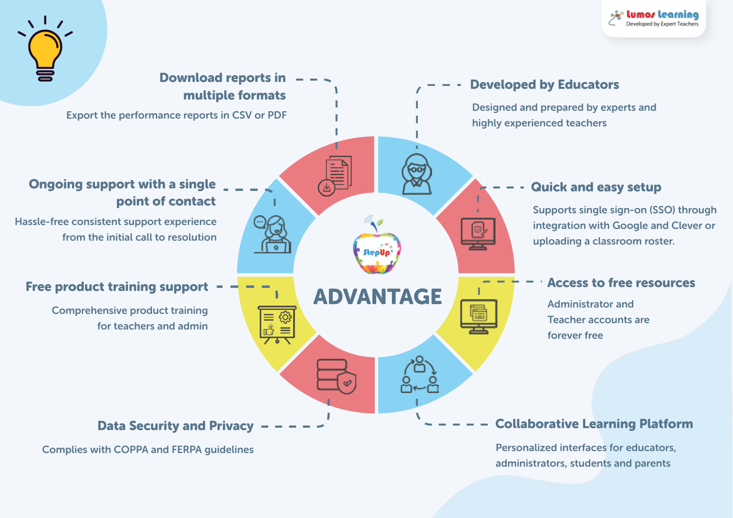# ADVANTAGE

### Download reports in multiple formats

Export the performance reports in CSV or PDF

### Developed by Educators

Designed and prepared by experts and highly experienced teachers

### Ongoing support with a single point of contact

Hassle-free consistent support experience from the initial call to resolution

### Quick and easy setup

Supports single sign-on (SSO) through integration with Google and Clever or uploading a classroom roster.

### Free product training support

Comprehensive product training for teachers and admin

### Access to free resources

Administrator and Teacher accounts are forever free

### Data Security and Privacy

Complies with COPPA and FERPA guidelines

### Collaborative Learning Platform

Personalized interfaces for educators, administrators, students and parents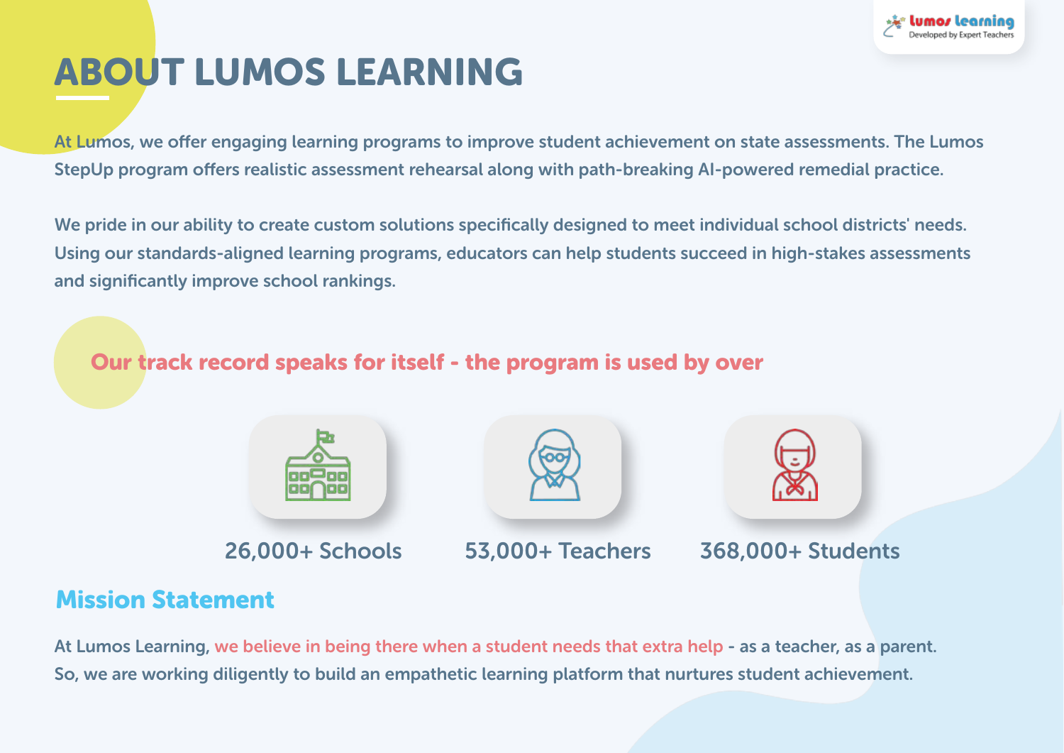# ABOUT LUMOS LEARNING

At Lumos, we offer engaging learning programs to improve student achievement on state assessments. The Lumos StepUp program offers realistic assessment rehearsal along with path-breaking AI-powered remedial practice.

We pride in our ability to create custom solutions specifically designed to meet individual school districts' needs. Using our standards-aligned learning programs, educators can help students succeed in high-stakes assessments and significantly improve school rankings.

**Our track record speaks for itself - the program is used by over**

26,000+ Schools

53,000+ Teachers

368,000+ Students

## Mission Statement

At Lumos Learning, we believe in being there when a student needs that extra help - as a teacher, as a parent. So, we are working diligently to build an empathetic learning platform that nurtures student achievement.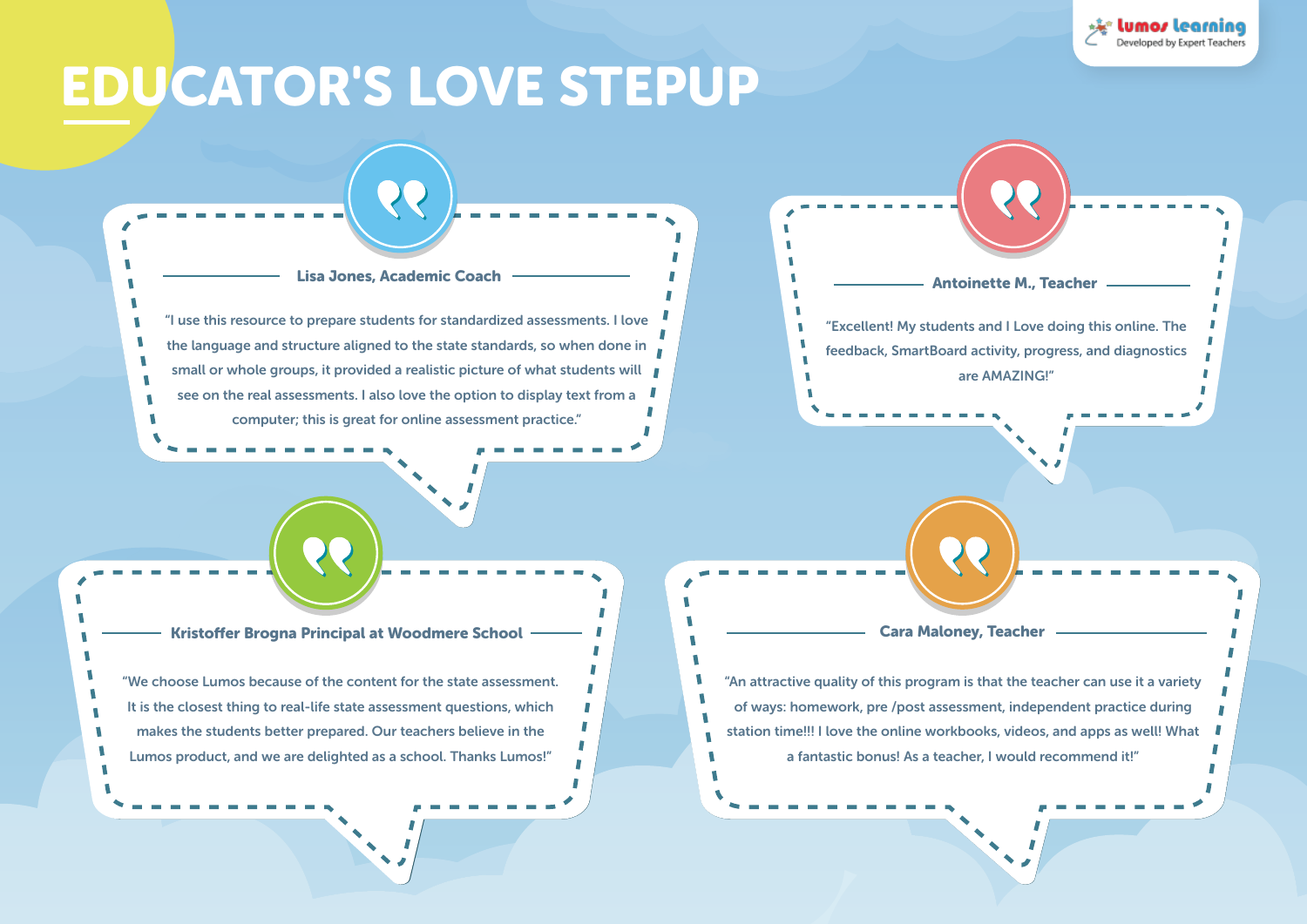# EDUCATOR'S LOVE STEPUP

**Lisa Jones, Academic Coach**

"I use this resource to prepare students for standardized assessments. I love the language and structure aligned to the state standards, so when done in small or whole groups, it provided a realistic picture of what students will see on the real assessments. I also love the option to display text from a computer; this is great for online assessment practice."

**Antoinette M., Teacher**

"Excellent! My students and I Love doing this online. The feedback, SmartBoard activity, progress, and diagnostics are AMAZING!"

**Kristoffer Brogna Principal at Woodmere School**

"We choose Lumos because of the content for the state assessment. It is the closest thing to real-life state assessment questions, which makes the students better prepared. Our teachers believe in the Lumos product, and we are delighted as a school. Thanks Lumos!"

**Cara Maloney, Teacher**

"An attractive quality of this program is that the teacher can use it a variety of ways: homework, pre /post assessment, independent practice during station time!!! I love the online workbooks, videos, and apps as well! What a fantastic bonus! As a teacher, I would recommend it!"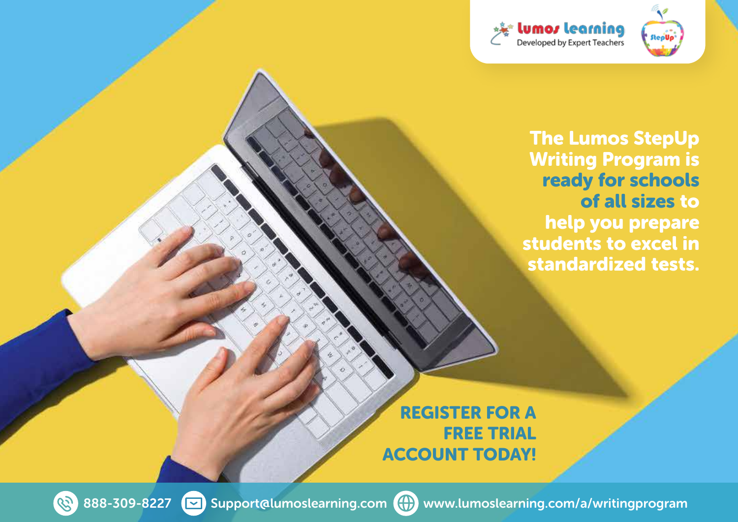Lumos Learning
Developed by Expert Teachers

StepUp

**The Lumos StepUp Writing Program is ready for schools of all sizes to help you prepare students to excel in standardized tests.**

**REGISTER FOR A FREE TRIAL ACCOUNT TODAY!**

888-309-8227 Support@lumoslearning.com www.lumoslearning.com/a/writingprogram